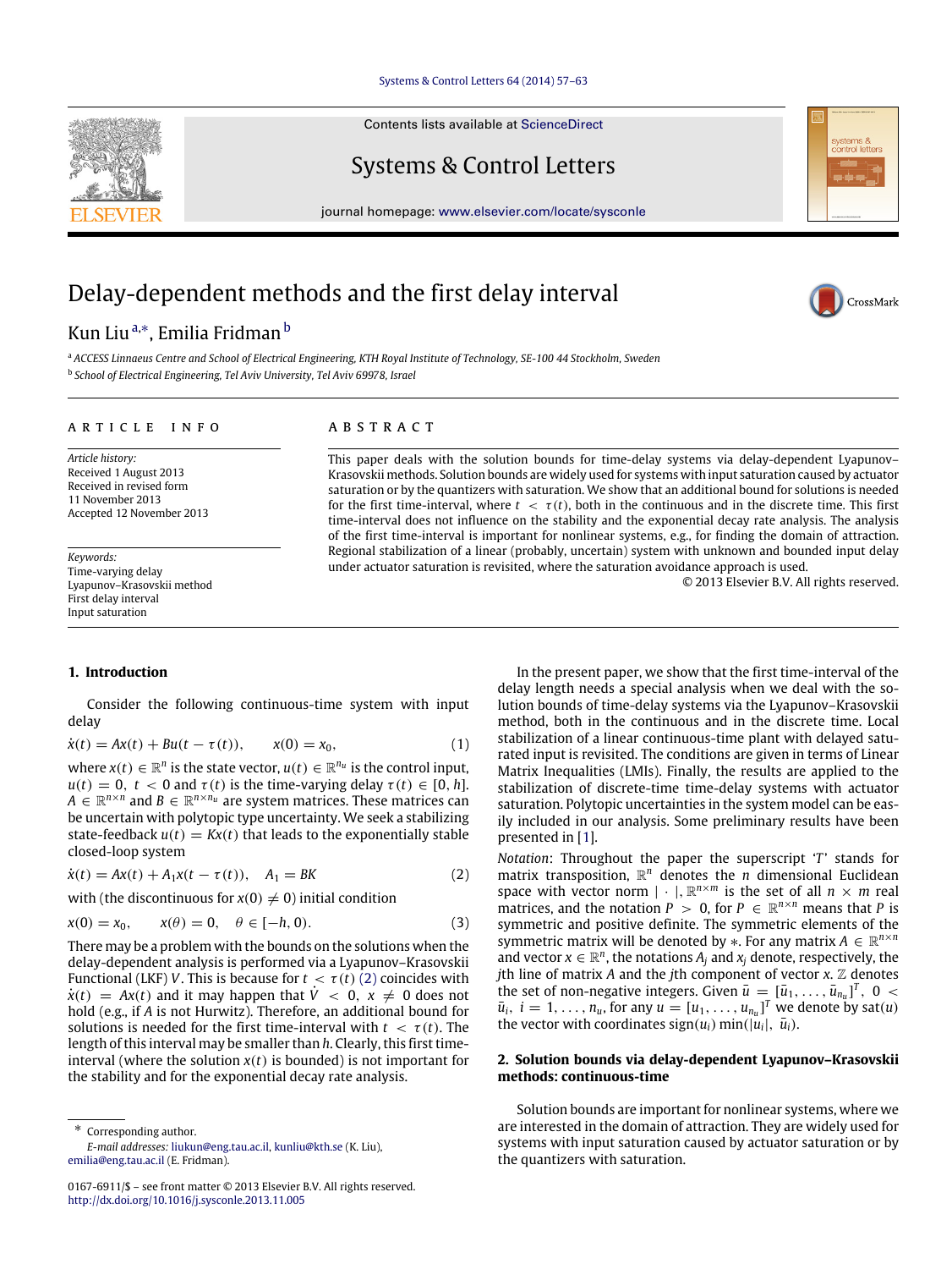Contents lists available at ScienceDirect

# Systems & Control Letters

journal homepage: www.elsevier.com/locate/sysconle

# Delay-dependent methods and the first delay interval

Kun Liu [a,*], Emilia Fridman [b]

[a] ACCESS Linnaeus Centre and School of Electrical Engineering, KTH Royal Institute of Technology, SE-100 44 Stockholm, Sweden

[b] School of Electrical Engineering, Tel Aviv University, Tel Aviv 69978, Israel

## ARTICLE INFO

*Article history:*
Received 1 August 2013
Received in revised form
11 November 2013
Accepted 12 November 2013

*Keywords:*
Time-varying delay
Lyapunov–Krasovskii method
First delay interval
Input saturation

## ABSTRACT

This paper deals with the solution bounds for time-delay systems via delay-dependent Lyapunov–Krasovskii methods. Solution bounds are widely used for systems with input saturation caused by actuator saturation or by the quantizers with saturation. We show that an additional bound for solutions is needed for the first time-interval, where $t < \tau(t)$, both in the continuous and in the discrete time. This first time-interval does not influence on the stability and the exponential decay rate analysis. The analysis of the first time-interval is important for nonlinear systems, e.g., for finding the domain of attraction. Regional stabilization of a linear (probably, uncertain) system with unknown and bounded input delay under actuator saturation is revisited, where the saturation avoidance approach is used.

© 2013 Elsevier B.V. All rights reserved.

## 1. Introduction

Consider the following continuous-time system with input delay

$$\dot{x}(t) = Ax(t) + Bu(t - \tau(t)), \qquad x(0) = x_0, \tag{1}$$

where $x(t) \in \mathbb{R}^n$ is the state vector, $u(t) \in \mathbb{R}^{n_u}$ is the control input, $u(t) = 0,\ t < 0$ and $\tau(t)$ is the time-varying delay $\tau(t) \in [0, h]$. $A \in \mathbb{R}^{n\times n}$ and $B \in \mathbb{R}^{n\times n_u}$ are system matrices. These matrices can be uncertain with polytopic type uncertainty. We seek a stabilizing state-feedback $u(t) = Kx(t)$ that leads to the exponentially stable closed-loop system

$$\dot{x}(t) = Ax(t) + A_1x(t - \tau(t)), \quad A_1 = BK \tag{2}$$

with (the discontinuous for $x(0) \neq 0$) initial condition

$$x(0) = x_0, \qquad x(\theta) = 0, \quad \theta \in [-h, 0). \tag{3}$$

There may be a problem with the bounds on the solutions when the delay-dependent analysis is performed via a Lyapunov–Krasovskii Functional (LKF) $V$. This is because for $t < \tau(t)$ (2) coincides with $\dot{x}(t) = Ax(t)$ and it may happen that $\dot{V} < 0,\ x \neq 0$ does not hold (e.g., if $A$ is not Hurwitz). Therefore, an additional bound for solutions is needed for the first time-interval with $t < \tau(t)$. The length of this interval may be smaller than $h$. Clearly, this first time-interval (where the solution $x(t)$ is bounded) is not important for the stability and for the exponential decay rate analysis.

In the present paper, we show that the first time-interval of the delay length needs a special analysis when we deal with the solution bounds of time-delay systems via the Lyapunov–Krasovskii method, both in the continuous and in the discrete time. Local stabilization of a linear continuous-time plant with delayed saturated input is revisited. The conditions are given in terms of Linear Matrix Inequalities (LMIs). Finally, the results are applied to the stabilization of discrete-time time-delay systems with actuator saturation. Polytopic uncertainties in the system model can be easily included in our analysis. Some preliminary results have been presented in [1].

*Notation*: Throughout the paper the superscript '$T$' stands for matrix transposition, $\mathbb{R}^n$ denotes the $n$ dimensional Euclidean space with vector norm $|\cdot|$, $\mathbb{R}^{n\times m}$ is the set of all $n \times m$ real matrices, and the notation $P > 0$, for $P \in \mathbb{R}^{n\times n}$ means that $P$ is symmetric and positive definite. The symmetric elements of the symmetric matrix will be denoted by $*$. For any matrix $A \in \mathbb{R}^{n\times n}$ and vector $x \in \mathbb{R}^n$, the notations $A_j$ and $x_j$ denote, respectively, the $j$th line of matrix $A$ and the $j$th component of vector $x$. $\mathbb{Z}$ denotes the set of non-negative integers. Given $\bar{u} = [\bar{u}_1, \ldots, \bar{u}_{n_u}]^T,\ 0 < \bar{u}_i,\ i = 1, \ldots, n_u$, for any $u = [u_1, \ldots, u_{n_u}]^T$ we denote by $\mathrm{sat}(u)$ the vector with coordinates $\mathrm{sign}(u_i)\min(|u_i|,\ \bar{u}_i)$.

## 2. Solution bounds via delay-dependent Lyapunov–Krasovskii methods: continuous-time

Solution bounds are important for nonlinear systems, where we are interested in the domain of attraction. They are widely used for systems with input saturation caused by actuator saturation or by the quantizers with saturation.

* Corresponding author.
*E-mail addresses:* liukun@eng.tau.ac.il, kunliu@kth.se (K. Liu), emilia@eng.tau.ac.il (E. Fridman).

0167-6911/$ – see front matter © 2013 Elsevier B.V. All rights reserved.
http://dx.doi.org/10.1016/j.sysconle.2013.11.005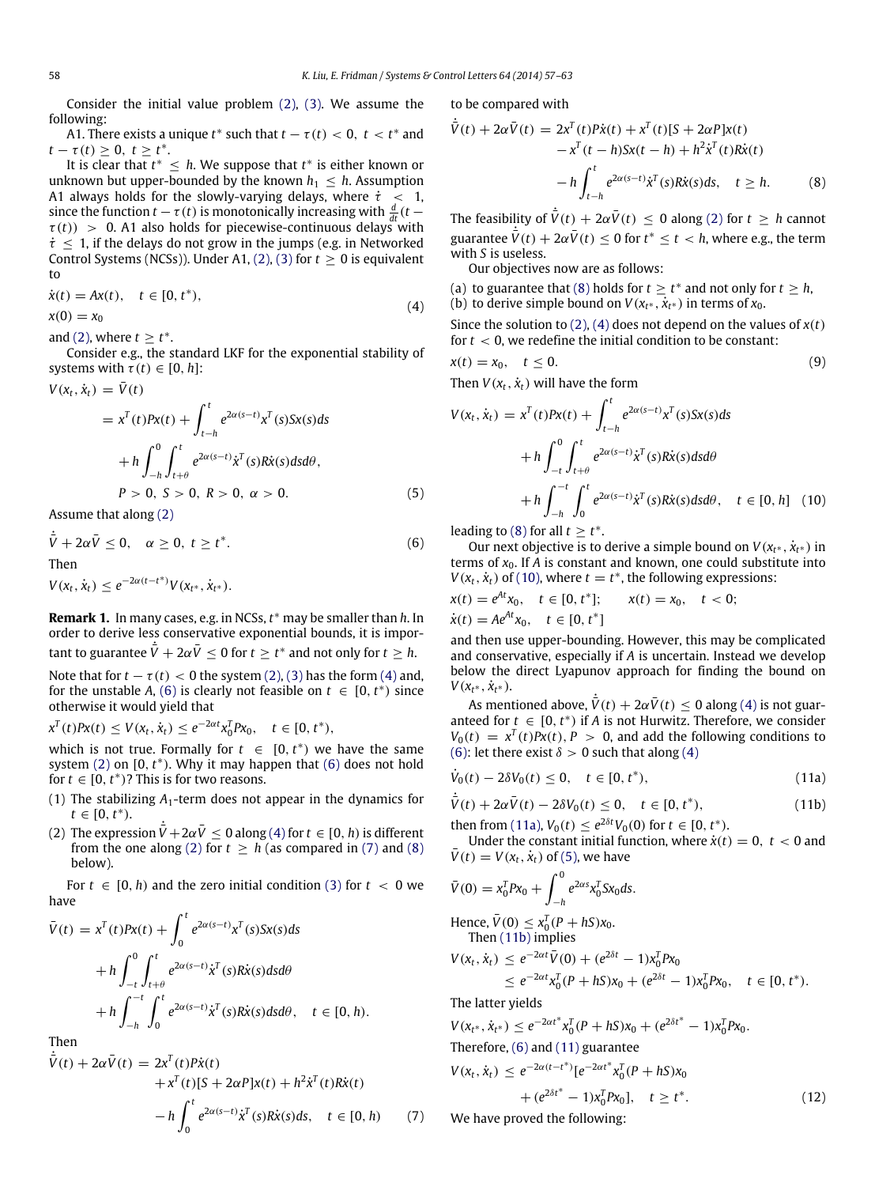Consider the initial value problem (2), (3). We assume the following:

A1. There exists a unique $t^*$ such that $t-\tau(t)<0,\ t<t^*$ and $t-\tau(t)\geq 0,\ t\geq t^*$.

It is clear that $t^*\leq h$. We suppose that $t^*$ is either known or unknown but upper-bounded by the known $h_1\leq h$. Assumption A1 always holds for the slowly-varying delays, where $\dot{\tau}<1$, since the function $t-\tau(t)$ is monotonically increasing with $\frac{d}{dt}(t-\tau(t))>0$. A1 also holds for piecewise-continuous delays with $\dot{\tau}\leq 1$, if the delays do not grow in the jumps (e.g. in Networked Control Systems (NCSs)). Under A1, (2), (3) for $t\geq 0$ is equivalent to

$$
\begin{aligned}
&\dot{x}(t)=Ax(t),\quad t\in[0,t^*),\\
&x(0)=x_0
\end{aligned}
\tag{4}
$$

and (2), where $t\geq t^*$.

Consider e.g., the standard LKF for the exponential stability of systems with $\tau(t)\in[0,h]$:

$$
\begin{aligned}
V(x_t,\dot{x}_t)&=\bar{V}(t)\\
&=x^T(t)Px(t)+\int_{t-h}^{t}e^{2\alpha(s-t)}x^T(s)Sx(s)ds\\
&\quad+h\int_{-h}^{0}\int_{t+\theta}^{t}e^{2\alpha(s-t)}\dot{x}^T(s)R\dot{x}(s)dsd\theta,\\
&\quad P>0,\ S>0,\ R>0,\ \alpha>0.
\end{aligned}
\tag{5}
$$

Assume that along (2)

$$
\dot{\bar{V}}+2\alpha\bar{V}\leq 0,\quad \alpha\geq 0,\ t\geq t^*. \tag{6}
$$

Then

$$
V(x_t,\dot{x}_t)\leq e^{-2\alpha(t-t^*)}V(x_{t^*},\dot{x}_{t^*}).
$$

**Remark 1.** In many cases, e.g. in NCSs, $t^*$ may be smaller than $h$. In order to derive less conservative exponential bounds, it is important to guarantee $\dot{\bar{V}}+2\alpha\bar{V}\leq 0$ for $t\geq t^*$ and not only for $t\geq h$.

Note that for $t-\tau(t)<0$ the system (2), (3) has the form (4) and, for the unstable $A$, (6) is clearly not feasible on $t\in[0,t^*)$ since otherwise it would yield that

$$
x^T(t)Px(t)\leq V(x_t,\dot{x}_t)\leq e^{-2\alpha t}x_0^TPx_0,\quad t\in[0,t^*),
$$

which is not true. Formally for $t\in[0,t^*)$ we have the same system (2) on $[0,t^*)$. Why it may happen that (6) does not hold for $t\in[0,t^*)$? This is for two reasons.

1. The stabilizing $A_1$-term does not appear in the dynamics for $t\in[0,t^*)$.
2. The expression $\dot{\bar{V}}+2\alpha\bar{V}\leq 0$ along (4) for $t\in[0,h)$ is different from the one along (2) for $t\geq h$ (as compared in (7) and (8) below).

For $t\in[0,h)$ and the zero initial condition (3) for $t<0$ we have

$$
\begin{aligned}
\bar{V}(t)&=x^T(t)Px(t)+\int_{0}^{t}e^{2\alpha(s-t)}x^T(s)Sx(s)ds\\
&\quad+h\int_{-t}^{0}\int_{t+\theta}^{t}e^{2\alpha(s-t)}\dot{x}^T(s)R\dot{x}(s)dsd\theta\\
&\quad+h\int_{-h}^{-t}\int_{0}^{t}e^{2\alpha(s-t)}\dot{x}^T(s)R\dot{x}(s)dsd\theta,\quad t\in[0,h).
\end{aligned}
$$

Then

$$
\begin{aligned}
\dot{\bar{V}}(t)+2\alpha\bar{V}(t)&=2x^T(t)P\dot{x}(t)\\
&\quad+x^T(t)[S+2\alpha P]x(t)+h^2\dot{x}^T(t)R\dot{x}(t)\\
&\quad-h\int_{0}^{t}e^{2\alpha(s-t)}\dot{x}^T(s)R\dot{x}(s)ds,\quad t\in[0,h)
\end{aligned}
\tag{7}
$$

to be compared with

$$
\begin{aligned}
\dot{\bar{V}}(t)+2\alpha\bar{V}(t)&=2x^T(t)P\dot{x}(t)+x^T(t)[S+2\alpha P]x(t)\\
&\quad-x^T(t-h)Sx(t-h)+h^2\dot{x}^T(t)R\dot{x}(t)\\
&\quad-h\int_{t-h}^{t}e^{2\alpha(s-t)}\dot{x}^T(s)R\dot{x}(s)ds,\quad t\geq h.
\end{aligned}
\tag{8}
$$

The feasibility of $\dot{\bar{V}}(t)+2\alpha\bar{V}(t)\leq 0$ along (2) for $t\geq h$ cannot guarantee $\dot{\bar{V}}(t)+2\alpha\bar{V}(t)\leq 0$ for $t^*\leq t<h$, where e.g., the term with $S$ is useless.

Our objectives now are as follows:

(a) to guarantee that (8) holds for $t\geq t^*$ and not only for $t\geq h$,
(b) to derive simple bound on $V(x_{t^*},\dot{x}_{t^*})$ in terms of $x_0$.

Since the solution to (2), (4) does not depend on the values of $x(t)$ for $t<0$, we redefine the initial condition to be constant:

$$
x(t)=x_0,\quad t\leq 0. \tag{9}
$$

Then $V(x_t,\dot{x}_t)$ will have the form

$$
\begin{aligned}
V(x_t,\dot{x}_t)&=x^T(t)Px(t)+\int_{t-h}^{t}e^{2\alpha(s-t)}x^T(s)Sx(s)ds\\
&\quad+h\int_{-t}^{0}\int_{t+\theta}^{t}e^{2\alpha(s-t)}\dot{x}^T(s)R\dot{x}(s)dsd\theta\\
&\quad+h\int_{-h}^{-t}\int_{0}^{t}e^{2\alpha(s-t)}\dot{x}^T(s)R\dot{x}(s)dsd\theta,\quad t\in[0,h]
\end{aligned}
\tag{10}
$$

leading to (8) for all $t\geq t^*$.

Our next objective is to derive a simple bound on $V(x_{t^*},\dot{x}_{t^*})$ in terms of $x_0$. If $A$ is constant and known, one could substitute into $V(x_t,\dot{x}_t)$ of (10), where $t=t^*$, the following expressions:

$$
\begin{aligned}
&x(t)=e^{At}x_0,\quad t\in[0,t^*];\qquad x(t)=x_0,\quad t<0;\\
&\dot{x}(t)=Ae^{At}x_0,\quad t\in[0,t^*]
\end{aligned}
$$

and then use upper-bounding. However, this may be complicated and conservative, especially if $A$ is uncertain. Instead we develop below the direct Lyapunov approach for finding the bound on $V(x_{t^*},\dot{x}_{t^*})$.

As mentioned above, $\dot{\bar{V}}(t)+2\alpha\bar{V}(t)\leq 0$ along (4) is not guaranteed for $t\in[0,t^*)$ if $A$ is not Hurwitz. Therefore, we consider $V_0(t)=x^T(t)Px(t),\ P>0$, and add the following conditions to (6): let there exist $\delta>0$ such that along (4)

$$
\dot{V}_0(t)-2\delta V_0(t)\leq 0,\quad t\in[0,t^*), \tag{11a}
$$

$$
\dot{\bar{V}}(t)+2\alpha\bar{V}(t)-2\delta V_0(t)\leq 0,\quad t\in[0,t^*), \tag{11b}
$$

then from (11a), $V_0(t)\leq e^{2\delta t}V_0(0)$ for $t\in[0,t^*)$.

Under the constant initial function, where $\dot{x}(t)=0,\ t<0$ and $\bar{V}(t)=V(x_t,\dot{x}_t)$ of (5), we have

$$
\bar{V}(0)=x_0^TPx_0+\int_{-h}^{0}e^{2\alpha s}x_0^TSx_0ds.
$$

Hence, $\bar{V}(0)\leq x_0^T(P+hS)x_0$.

Then (11b) implies

$$
\begin{aligned}
V(x_t,\dot{x}_t)&\leq e^{-2\alpha t}\bar{V}(0)+(e^{2\delta t}-1)x_0^TPx_0\\
&\leq e^{-2\alpha t}x_0^T(P+hS)x_0+(e^{2\delta t}-1)x_0^TPx_0,\quad t\in[0,t^*).
\end{aligned}
$$

The latter yields

$$
V(x_{t^*},\dot{x}_{t^*})\leq e^{-2\alpha t^*}x_0^T(P+hS)x_0+(e^{2\delta t^*}-1)x_0^TPx_0.
$$

Therefore, (6) and (11) guarantee

$$
\begin{aligned}
V(x_t,\dot{x}_t)&\leq e^{-2\alpha(t-t^*)}[e^{-2\alpha t^*}x_0^T(P+hS)x_0\\
&\quad+(e^{2\delta t^*}-1)x_0^TPx_0],\quad t\geq t^*.
\end{aligned}
\tag{12}
$$

We have proved the following: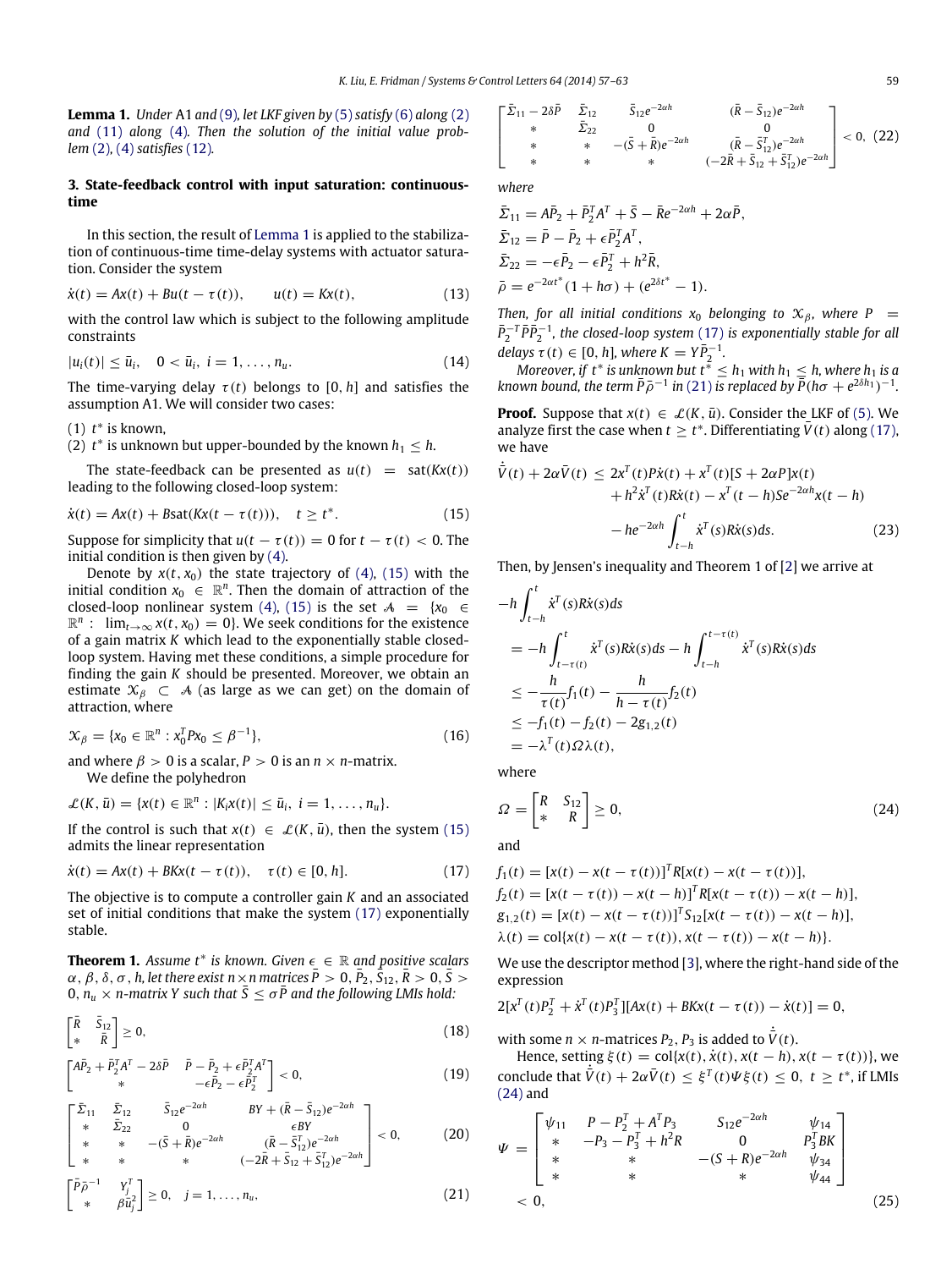**Lemma 1.** *Under* A1 *and* (9), *let LKF given by* (5) *satisfy* (6) *along* (2) *and* (11) *along* (4). *Then the solution of the initial value problem* (2), (4) *satisfies* (12).

## 3. State-feedback control with input saturation: continuous-time

In this section, the result of Lemma 1 is applied to the stabilization of continuous-time time-delay systems with actuator saturation. Consider the system

$$\dot{x}(t) = Ax(t) + Bu(t - \tau(t)), \qquad u(t) = Kx(t), \tag{13}$$

with the control law which is subject to the following amplitude constraints

$$|u_i(t)| \leq \bar{u}_i, \quad 0 < \bar{u}_i,\ i = 1, \ldots, n_u. \tag{14}$$

The time-varying delay $\tau(t)$ belongs to $[0, h]$ and satisfies the assumption A1. We will consider two cases:

(1) $t^*$ is known,
(2) $t^*$ is unknown but upper-bounded by the known $h_1 \leq h$.

The state-feedback can be presented as $u(t) = \text{sat}(Kx(t))$ leading to the following closed-loop system:

$$\dot{x}(t) = Ax(t) + B\text{sat}(Kx(t - \tau(t))), \quad t \geq t^*. \tag{15}$$

Suppose for simplicity that $u(t - \tau(t)) = 0$ for $t - \tau(t) < 0$. The initial condition is then given by (4).

Denote by $x(t, x_0)$ the state trajectory of (4), (15) with the initial condition $x_0 \in \mathbb{R}^n$. Then the domain of attraction of the closed-loop nonlinear system (4), (15) is the set $\mathcal{A} = \{x_0 \in \mathbb{R}^n : \lim_{t\to\infty} x(t, x_0) = 0\}$. We seek conditions for the existence of a gain matrix $K$ which lead to the exponentially stable closed-loop system. Having met these conditions, a simple procedure for finding the gain $K$ should be presented. Moreover, we obtain an estimate $\mathcal{X}_\beta \subset \mathcal{A}$ (as large as we can get) on the domain of attraction, where

$$\mathcal{X}_\beta = \{x_0 \in \mathbb{R}^n : x_0^T P x_0 \leq \beta^{-1}\}, \tag{16}$$

and where $\beta > 0$ is a scalar, $P > 0$ is an $n \times n$-matrix.

We define the polyhedron

$$\mathcal{L}(K, \bar{u}) = \{x(t) \in \mathbb{R}^n : |K_i x(t)| \leq \bar{u}_i,\ i = 1, \ldots, n_u\}.$$

If the control is such that $x(t) \in \mathcal{L}(K, \bar{u})$, then the system (15) admits the linear representation

$$\dot{x}(t) = Ax(t) + BKx(t - \tau(t)), \quad \tau(t) \in [0, h]. \tag{17}$$

The objective is to compute a controller gain $K$ and an associated set of initial conditions that make the system (17) exponentially stable.

**Theorem 1.** *Assume $t^*$ is known. Given $\epsilon \in \mathbb{R}$ and positive scalars $\alpha$, $\beta$, $\delta$, $\sigma$, $h$, let there exist $n \times n$ matrices $\bar{P} > 0$, $\bar{P}_2$, $\bar{S}_{12}$, $\bar{R} > 0$, $\bar{S} > 0$, $n_u \times n$-matrix $Y$ such that $\bar{S} \leq \sigma\bar{P}$ and the following LMIs hold:*

$$\begin{bmatrix} \bar{R} & \bar{S}_{12} \\ * & \bar{R} \end{bmatrix} \geq 0, \tag{18}$$

$$\begin{bmatrix} A\bar{P}_2 + \bar{P}_2^T A^T - 2\delta\bar{P} & \bar{P} - \bar{P}_2 + \epsilon\bar{P}_2^T A^T \\ * & -\epsilon\bar{P}_2 - \epsilon\bar{P}_2^T \end{bmatrix} < 0, \tag{19}$$

$$\begin{bmatrix} \bar{\Sigma}_{11} & \bar{\Sigma}_{12} & \bar{S}_{12}e^{-2\alpha h} & BY + (\bar{R} - \bar{S}_{12})e^{-2\alpha h} \\ * & \bar{\Sigma}_{22} & 0 & \epsilon BY \\ * & * & -(\bar{S} + \bar{R})e^{-2\alpha h} & (\bar{R} - \bar{S}_{12}^T)e^{-2\alpha h} \\ * & * & * & (-2\bar{R} + \bar{S}_{12} + \bar{S}_{12}^T)e^{-2\alpha h} \end{bmatrix} < 0, \tag{20}$$

$$\begin{bmatrix} \bar{P}\bar{\rho}^{-1} & Y_j^T \\ * & \beta\bar{u}_j^2 \end{bmatrix} \geq 0, \quad j = 1, \ldots, n_u, \tag{21}$$

$$\begin{bmatrix} \bar{\Sigma}_{11} - 2\delta\bar{P} & \bar{\Sigma}_{12} & \bar{S}_{12}e^{-2\alpha h} & (\bar{R} - \bar{S}_{12})e^{-2\alpha h} \\ * & \bar{\Sigma}_{22} & 0 & 0 \\ * & * & -(\bar{S} + \bar{R})e^{-2\alpha h} & (\bar{R} - \bar{S}_{12}^T)e^{-2\alpha h} \\ * & * & * & (-2\bar{R} + \bar{S}_{12} + \bar{S}_{12}^T)e^{-2\alpha h} \end{bmatrix} < 0, \tag{22}$$

*where*

$$\bar{\Sigma}_{11} = A\bar{P}_2 + \bar{P}_2^T A^T + \bar{S} - \bar{R}e^{-2\alpha h} + 2\alpha\bar{P},$$
$$\bar{\Sigma}_{12} = \bar{P} - \bar{P}_2 + \epsilon\bar{P}_2^T A^T,$$
$$\bar{\Sigma}_{22} = -\epsilon\bar{P}_2 - \epsilon\bar{P}_2^T + h^2\bar{R},$$
$$\bar{\rho} = e^{-2\alpha t^*}(1 + h\sigma) + (e^{2\delta t^*} - 1).$$

*Then, for all initial conditions $x_0$ belonging to $\mathcal{X}_\beta$, where $P = \bar{P}_2^{-T}\bar{P}\bar{P}_2^{-1}$, the closed-loop system* (17) *is exponentially stable for all delays $\tau(t) \in [0, h]$, where $K = Y\bar{P}_2^{-1}$.*

*Moreover, if $t^*$ is unknown but $t^* \leq h_1$ with $h_1 \leq h$, where $h_1$ is a known bound, the term $\bar{P}\bar{\rho}^{-1}$ in* (21) *is replaced by $\bar{P}(h\sigma + e^{2\delta h_1})^{-1}$.*

**Proof.** Suppose that $x(t) \in \mathcal{L}(K, \bar{u})$. Consider the LKF of (5). We analyze first the case when $t \geq t^*$. Differentiating $\bar{V}(t)$ along (17), we have

$$\begin{aligned}\dot{\bar{V}}(t) + 2\alpha\bar{V}(t) \leq\ & 2x^T(t)P\dot{x}(t) + x^T(t)[S + 2\alpha P]x(t) \\ & + h^2\dot{x}^T(t)R\dot{x}(t) - x^T(t - h)Se^{-2\alpha h}x(t - h) \\ & - he^{-2\alpha h}\int_{t-h}^{t}\dot{x}^T(s)R\dot{x}(s)ds.\end{aligned} \tag{23}$$

Then, by Jensen's inequality and Theorem 1 of [2] we arrive at

$$\begin{aligned}& -h\int_{t-h}^{t}\dot{x}^T(s)R\dot{x}(s)ds \\ & = -h\int_{t-\tau(t)}^{t}\dot{x}^T(s)R\dot{x}(s)ds - h\int_{t-h}^{t-\tau(t)}\dot{x}^T(s)R\dot{x}(s)ds \\ & \leq -\frac{h}{\tau(t)}f_1(t) - \frac{h}{h - \tau(t)}f_2(t) \\ & \leq -f_1(t) - f_2(t) - 2g_{1,2}(t) \\ & = -\lambda^T(t)\Omega\lambda(t),\end{aligned}$$

where

$$\Omega = \begin{bmatrix} R & S_{12} \\ * & R \end{bmatrix} \geq 0, \tag{24}$$

and

$$f_1(t) = [x(t) - x(t - \tau(t))]^T R[x(t) - x(t - \tau(t))],$$
$$f_2(t) = [x(t - \tau(t)) - x(t - h)]^T R[x(t - \tau(t)) - x(t - h)],$$
$$g_{1,2}(t) = [x(t) - x(t - \tau(t))]^T S_{12}[x(t - \tau(t)) - x(t - h)],$$
$$\lambda(t) = \text{col}\{x(t) - x(t - \tau(t)), x(t - \tau(t)) - x(t - h)\}.$$

We use the descriptor method [3], where the right-hand side of the expression

$$2[x^T(t)P_2^T + \dot{x}^T(t)P_3^T][Ax(t) + BKx(t - \tau(t)) - \dot{x}(t)] = 0,$$

with some $n \times n$-matrices $P_2$, $P_3$ is added to $\dot{\bar{V}}(t)$.

Hence, setting $\xi(t) = \text{col}\{x(t), \dot{x}(t), x(t - h), x(t - \tau(t))\}$, we conclude that $\dot{\bar{V}}(t) + 2\alpha\bar{V}(t) \leq \xi^T(t)\Psi\xi(t) \leq 0$, $t \geq t^*$, if LMIs (24) and

$$\Psi = \begin{bmatrix} \psi_{11} & P - P_2^T + A^T P_3 & S_{12}e^{-2\alpha h} & \psi_{14} \\ * & -P_3 - P_3^T + h^2 R & 0 & P_3^T BK \\ * & * & -(S + R)e^{-2\alpha h} & \psi_{34} \\ * & * & * & \psi_{44} \end{bmatrix} < 0, \tag{25}$$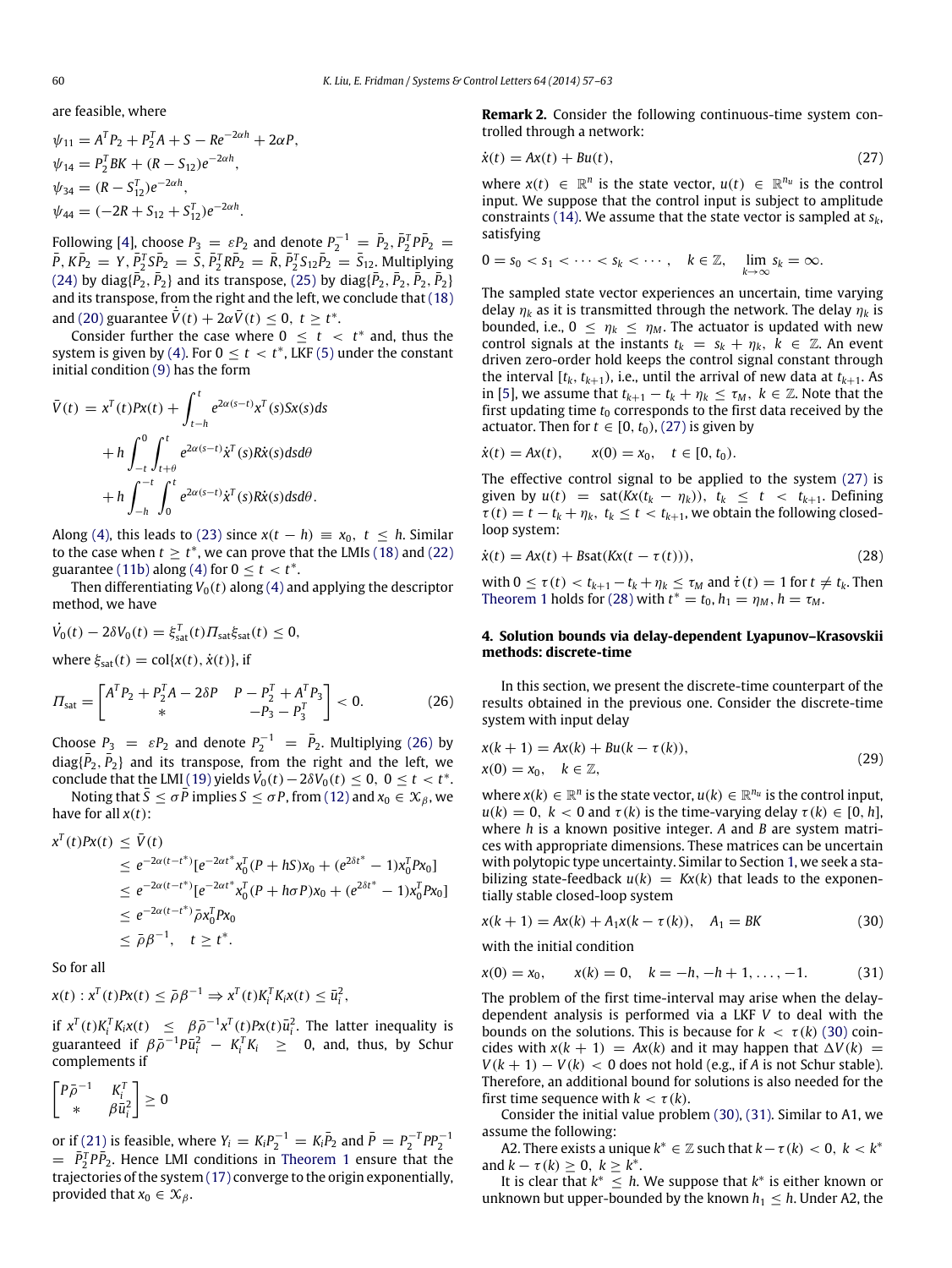are feasible, where

$$\psi_{11} = A^T P_2 + P_2^T A + S - Re^{-2\alpha h} + 2\alpha P,$$
$$\psi_{14} = P_2^T BK + (R - S_{12})e^{-2\alpha h},$$
$$\psi_{34} = (R - S_{12}^T)e^{-2\alpha h},$$
$$\psi_{44} = (-2R + S_{12} + S_{12}^T)e^{-2\alpha h}.$$

Following [4], choose $P_3 = \varepsilon P_2$ and denote $P_2^{-1} = \bar{P}_2, \bar{P}_2^T P \bar{P}_2 = \bar{P}, K\bar{P}_2 = Y, \bar{P}_2^T S \bar{P}_2 = \bar{S}, \bar{P}_2^T R \bar{P}_2 = \bar{R}, \bar{P}_2^T S_{12} \bar{P}_2 = \bar{S}_{12}$. Multiplying (24) by diag$\{\bar{P}_2, \bar{P}_2\}$ and its transpose, (25) by diag$\{\bar{P}_2, \bar{P}_2, \bar{P}_2, \bar{P}_2\}$ and its transpose, from the right and the left, we conclude that (18) and (20) guarantee $\dot{\bar{V}}(t) + 2\alpha \bar{V}(t) \le 0, \ t \ge t^*$.

Consider further the case where $0 \le t < t^*$ and, thus the system is given by (4). For $0 \le t < t^*$, LKF (5) under the constant initial condition (9) has the form

$$\begin{aligned}
\bar{V}(t) &= x^T(t)Px(t) + \int_{t-h}^{t} e^{2\alpha(s-t)} x^T(s)Sx(s)ds \\
&\quad + h\int_{-t}^{0}\int_{t+\theta}^{t} e^{2\alpha(s-t)} \dot{x}^T(s)R\dot{x}(s)dsd\theta \\
&\quad + h\int_{-h}^{-t}\int_{0}^{t} e^{2\alpha(s-t)} \dot{x}^T(s)R\dot{x}(s)dsd\theta.
\end{aligned}$$

Along (4), this leads to (23) since $x(t-h) \equiv x_0, \ t \le h$. Similar to the case when $t \ge t^*$, we can prove that the LMIs (18) and (22) guarantee (11b) along (4) for $0 \le t < t^*$.

Then differentiating $V_0(t)$ along (4) and applying the descriptor method, we have

$$\dot{V}_0(t) - 2\delta V_0(t) = \xi_{\mathrm{sat}}^T(t)\Pi_{\mathrm{sat}}\xi_{\mathrm{sat}}(t) \le 0,$$

where $\xi_{\mathrm{sat}}(t) = \mathrm{col}\{x(t), \dot{x}(t)\}$, if

$$\Pi_{\mathrm{sat}} = \begin{bmatrix} A^T P_2 + P_2^T A - 2\delta P & P - P_2^T + A^T P_3 \\ * & -P_3 - P_3^T \end{bmatrix} < 0. \tag{26}$$

Choose $P_3 = \varepsilon P_2$ and denote $P_2^{-1} = \bar{P}_2$. Multiplying (26) by diag$\{\bar{P}_2, \bar{P}_2\}$ and its transpose, from the right and the left, we conclude that the LMI (19) yields $\dot{V}_0(t) - 2\delta V_0(t) \le 0, \ 0 \le t < t^*$.

Noting that $\bar{S} \le \sigma \bar{P}$ implies $S \le \sigma P$, from (12) and $x_0 \in \mathcal{X}_\beta$, we have for all $x(t)$:

$$\begin{aligned}
x^T(t)Px(t) &\le \bar{V}(t) \\
&\le e^{-2\alpha(t-t^*)}[e^{-2\alpha t^*} x_0^T (P + hS)x_0 + (e^{2\delta t^*} - 1)x_0^T P x_0] \\
&\le e^{-2\alpha(t-t^*)}[e^{-2\alpha t^*} x_0^T (P + h\sigma P)x_0 + (e^{2\delta t^*} - 1)x_0^T P x_0] \\
&\le e^{-2\alpha(t-t^*)} \bar{\rho} x_0^T P x_0 \\
&\le \bar{\rho}\beta^{-1}, \quad t \ge t^*.
\end{aligned}$$

So for all

$$x(t) : x^T(t)Px(t) \le \bar{\rho}\beta^{-1} \Rightarrow x^T(t)K_i^T K_i x(t) \le \bar{u}_i^2,$$

if $x^T(t)K_i^T K_i x(t) \le \beta\bar{\rho}^{-1} x^T(t)Px(t)\bar{u}_i^2$. The latter inequality is guaranteed if $\beta\bar{\rho}^{-1} P \bar{u}_i^2 - K_i^T K_i \ge 0$, and, thus, by Schur complements if

$$\begin{bmatrix} P\bar{\rho}^{-1} & K_i^T \\ * & \beta\bar{u}_i^2 \end{bmatrix} \ge 0$$

or if (21) is feasible, where $Y_i = K_i P_2^{-1} = K_i \bar{P}_2$ and $\bar{P} = P_2^{-T} P P_2^{-1} = \bar{P}_2^T P \bar{P}_2$. Hence LMI conditions in Theorem 1 ensure that the trajectories of the system (17) converge to the origin exponentially, provided that $x_0 \in \mathcal{X}_\beta$.

**Remark 2.** Consider the following continuous-time system controlled through a network:

$$\dot{x}(t) = Ax(t) + Bu(t), \tag{27}$$

where $x(t) \in \mathbb{R}^n$ is the state vector, $u(t) \in \mathbb{R}^{n_u}$ is the control input. We suppose that the control input is subject to amplitude constraints (14). We assume that the state vector is sampled at $s_k$, satisfying

$$0 = s_0 < s_1 < \cdots < s_k < \cdots, \quad k \in \mathbb{Z}, \quad \lim_{k\to\infty} s_k = \infty.$$

The sampled state vector experiences an uncertain, time varying delay $\eta_k$ as it is transmitted through the network. The delay $\eta_k$ is bounded, i.e., $0 \le \eta_k \le \eta_M$. The actuator is updated with new control signals at the instants $t_k = s_k + \eta_k, \ k \in \mathbb{Z}$. An event driven zero-order hold keeps the control signal constant through the interval $[t_k, t_{k+1})$, i.e., until the arrival of new data at $t_{k+1}$. As in [5], we assume that $t_{k+1} - t_k + \eta_k \le \tau_M, \ k \in \mathbb{Z}$. Note that the first updating time $t_0$ corresponds to the first data received by the actuator. Then for $t \in [0, t_0)$, (27) is given by

$$\dot{x}(t) = Ax(t), \qquad x(0) = x_0, \quad t \in [0, t_0).$$

The effective control signal to be applied to the system (27) is given by $u(t) = \mathrm{sat}(Kx(t_k - \eta_k)), \ t_k \le t < t_{k+1}$. Defining $\tau(t) = t - t_k + \eta_k, \ t_k \le t < t_{k+1}$, we obtain the following closed-loop system:

$$\dot{x}(t) = Ax(t) + B\mathrm{sat}(Kx(t - \tau(t))), \tag{28}$$

with $0 \le \tau(t) < t_{k+1} - t_k + \eta_k \le \tau_M$ and $\dot{\tau}(t) = 1$ for $t \ne t_k$. Then Theorem 1 holds for (28) with $t^* = t_0, h_1 = \eta_M, h = \tau_M$.

## 4. Solution bounds via delay-dependent Lyapunov–Krasovskii methods: discrete-time

In this section, we present the discrete-time counterpart of the results obtained in the previous one. Consider the discrete-time system with input delay

$$\begin{aligned}
&x(k+1) = Ax(k) + Bu(k - \tau(k)), \\
&x(0) = x_0, \quad k \in \mathbb{Z},
\end{aligned} \tag{29}$$

where $x(k) \in \mathbb{R}^n$ is the state vector, $u(k) \in \mathbb{R}^{n_u}$ is the control input, $u(k) = 0, \ k < 0$ and $\tau(k)$ is the time-varying delay $\tau(k) \in [0, h]$, where $h$ is a known positive integer. $A$ and $B$ are system matrices with appropriate dimensions. These matrices can be uncertain with polytopic type uncertainty. Similar to Section 1, we seek a stabilizing state-feedback $u(k) = Kx(k)$ that leads to the exponentially stable closed-loop system

$$x(k+1) = Ax(k) + A_1 x(k - \tau(k)), \quad A_1 = BK \tag{30}$$

with the initial condition

$$x(0) = x_0, \qquad x(k) = 0, \quad k = -h, -h+1, \ldots, -1. \tag{31}$$

The problem of the first time-interval may arise when the delay-dependent analysis is performed via a LKF $V$ to deal with the bounds on the solutions. This is because for $k < \tau(k)$ (30) coincides with $x(k+1) = Ax(k)$ and it may happen that $\Delta V(k) = V(k+1) - V(k) < 0$ does not hold (e.g., if $A$ is not Schur stable). Therefore, an additional bound for solutions is also needed for the first time sequence with $k < \tau(k)$.

Consider the initial value problem (30), (31). Similar to A1, we assume the following:

A2. There exists a unique $k^* \in \mathbb{Z}$ such that $k - \tau(k) < 0, \ k < k^*$ and $k - \tau(k) \ge 0, \ k \ge k^*$.

It is clear that $k^* \le h$. We suppose that $k^*$ is either known or unknown but upper-bounded by the known $h_1 \le h$. Under A2, the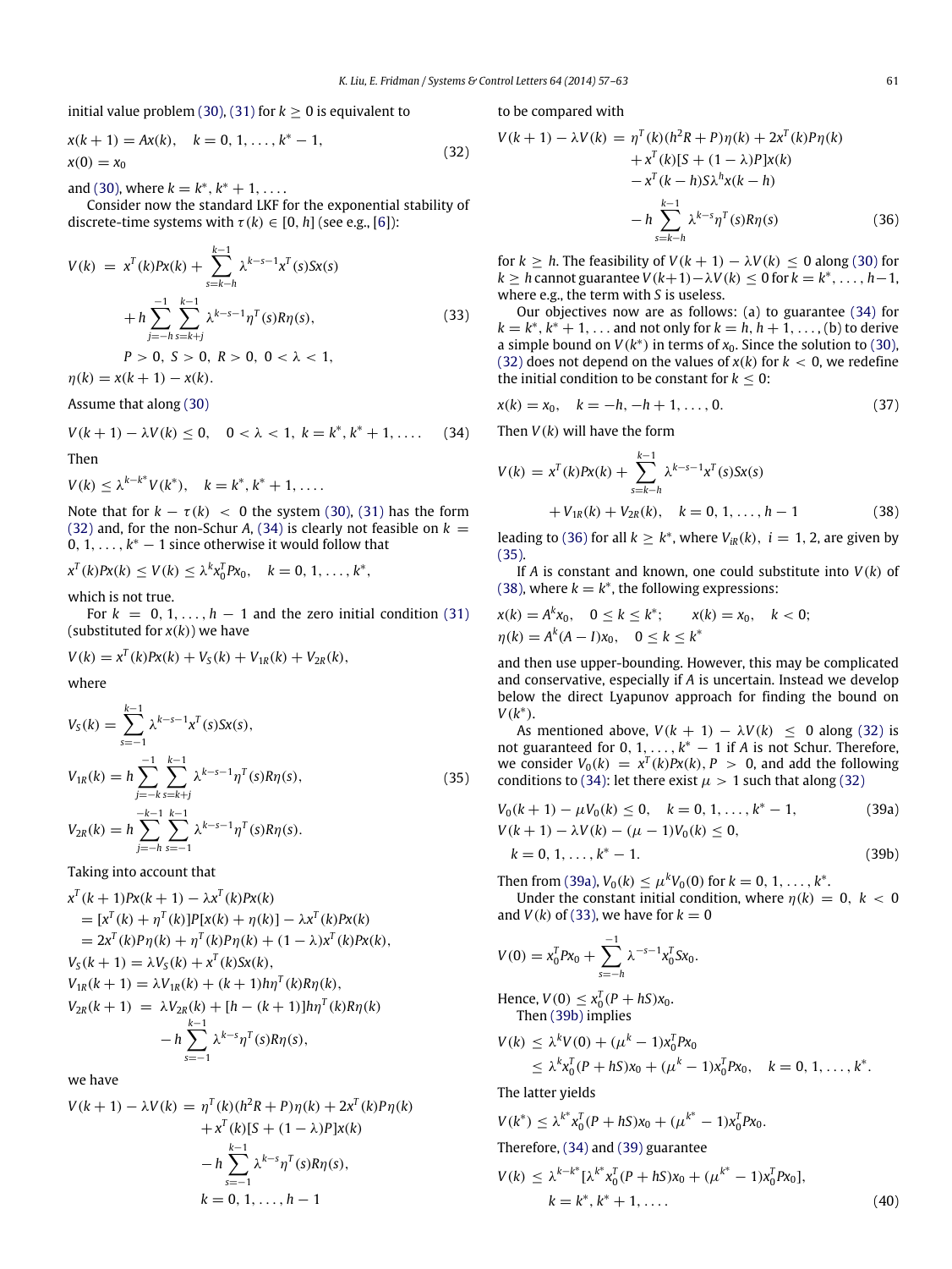initial value problem (30), (31) for $k \geq 0$ is equivalent to

$$x(k+1) = Ax(k), \quad k = 0, 1, \ldots, k^* - 1, \\ x(0) = x_0 \tag{32}$$

and (30), where $k = k^*, k^* + 1, \ldots$.

Consider now the standard LKF for the exponential stability of discrete-time systems with $\tau(k) \in [0, h]$ (see e.g., [6]):

$$\begin{aligned} V(k) &= x^T(k)Px(k) + \sum_{s=k-h}^{k-1} \lambda^{k-s-1} x^T(s)Sx(s) \\ &\quad + h \sum_{j=-h}^{-1} \sum_{s=k+j}^{k-1} \lambda^{k-s-1} \eta^T(s)R\eta(s), \\ &\quad P > 0, \ S > 0, \ R > 0, \ 0 < \lambda < 1, \end{aligned} \tag{33}$$

$\eta(k) = x(k+1) - x(k)$.

Assume that along (30)

$$V(k+1) - \lambda V(k) \leq 0, \quad 0 < \lambda < 1, \ k = k^*, k^* + 1, \ldots. \tag{34}$$

Then

$$V(k) \leq \lambda^{k-k^*} V(k^*), \quad k = k^*, k^* + 1, \ldots.$$

Note that for $k - \tau(k) < 0$ the system (30), (31) has the form (32) and, for the non-Schur $A$, (34) is clearly not feasible on $k = 0, 1, \ldots, k^* - 1$ since otherwise it would follow that

$$x^T(k)Px(k) \leq V(k) \leq \lambda^k x_0^T P x_0, \quad k = 0, 1, \ldots, k^*,$$

which is not true.

For $k = 0, 1, \ldots, h - 1$ and the zero initial condition (31) (substituted for $x(k)$) we have

$$V(k) = x^T(k)Px(k) + V_S(k) + V_{1R}(k) + V_{2R}(k),$$

where

$$\begin{aligned} V_S(k) &= \sum_{s=-1}^{k-1} \lambda^{k-s-1} x^T(s)Sx(s), \\ V_{1R}(k) &= h \sum_{j=-k}^{-1} \sum_{s=k+j}^{k-1} \lambda^{k-s-1} \eta^T(s)R\eta(s), \\ V_{2R}(k) &= h \sum_{j=-h}^{-k-1} \sum_{s=-1}^{k-1} \lambda^{k-s-1} \eta^T(s)R\eta(s). \end{aligned} \tag{35}$$

Taking into account that

$$\begin{aligned} & x^T(k+1)Px(k+1) - \lambda x^T(k)Px(k) \\ &= [x^T(k) + \eta^T(k)]P[x(k) + \eta(k)] - \lambda x^T(k)Px(k) \\ &= 2x^T(k)P\eta(k) + \eta^T(k)P\eta(k) + (1-\lambda)x^T(k)Px(k), \\ & V_S(k+1) = \lambda V_S(k) + x^T(k)Sx(k), \\ & V_{1R}(k+1) = \lambda V_{1R}(k) + (k+1)h\eta^T(k)R\eta(k), \\ & V_{2R}(k+1) = \lambda V_{2R}(k) + [h - (k+1)]h\eta^T(k)R\eta(k) \\ &\qquad - h \sum_{s=-1}^{k-1} \lambda^{k-s} \eta^T(s)R\eta(s), \end{aligned}$$

we have

$$\begin{aligned} V(k+1) - \lambda V(k) &= \eta^T(k)(h^2R + P)\eta(k) + 2x^T(k)P\eta(k) \\ &\quad + x^T(k)[S + (1-\lambda)P]x(k) \\ &\quad - h \sum_{s=-1}^{k-1} \lambda^{k-s} \eta^T(s)R\eta(s), \\ &\qquad k = 0, 1, \ldots, h-1 \end{aligned}$$

to be compared with

$$\begin{aligned} V(k+1) - \lambda V(k) &= \eta^T(k)(h^2R + P)\eta(k) + 2x^T(k)P\eta(k) \\ &\quad + x^T(k)[S + (1-\lambda)P]x(k) \\ &\quad - x^T(k-h)S\lambda^h x(k-h) \\ &\quad - h \sum_{s=k-h}^{k-1} \lambda^{k-s} \eta^T(s)R\eta(s) \end{aligned} \tag{36}$$

for $k \geq h$. The feasibility of $V(k+1) - \lambda V(k) \leq 0$ along (30) for $k \geq h$ cannot guarantee $V(k+1) - \lambda V(k) \leq 0$ for $k = k^*, \ldots, h-1$, where e.g., the term with $S$ is useless.

Our objectives now are as follows: (a) to guarantee (34) for $k = k^*, k^* + 1, \ldots$ and not only for $k = h, h+1, \ldots$, (b) to derive a simple bound on $V(k^*)$ in terms of $x_0$. Since the solution to (30), (32) does not depend on the values of $x(k)$ for $k < 0$, we redefine the initial condition to be constant for $k \leq 0$:

$$x(k) = x_0, \quad k = -h, -h+1, \ldots, 0. \tag{37}$$

Then $V(k)$ will have the form

$$\begin{aligned} V(k) &= x^T(k)Px(k) + \sum_{s=k-h}^{k-1} \lambda^{k-s-1} x^T(s)Sx(s) \\ &\quad + V_{1R}(k) + V_{2R}(k), \quad k = 0, 1, \ldots, h-1 \end{aligned} \tag{38}$$

leading to (36) for all $k \geq k^*$, where $V_{iR}(k)$, $i = 1, 2$, are given by (35).

If $A$ is constant and known, one could substitute into $V(k)$ of (38), where $k = k^*$, the following expressions:

$$\begin{aligned} & x(k) = A^k x_0, \quad 0 \leq k \leq k^*; \qquad x(k) = x_0, \quad k < 0; \\ & \eta(k) = A^k(A - I)x_0, \quad 0 \leq k \leq k^* \end{aligned}$$

and then use upper-bounding. However, this may be complicated and conservative, especially if $A$ is uncertain. Instead we develop below the direct Lyapunov approach for finding the bound on $V(k^*)$.

As mentioned above, $V(k+1) - \lambda V(k) \leq 0$ along (32) is not guaranteed for $0, 1, \ldots, k^* - 1$ if $A$ is not Schur. Therefore, we consider $V_0(k) = x^T(k)Px(k)$, $P > 0$, and add the following conditions to (34): let there exist $\mu > 1$ such that along (32)

$$V_0(k+1) - \mu V_0(k) \leq 0, \quad k = 0, 1, \ldots, k^* - 1, \tag{39a}$$

$$V(k+1) - \lambda V(k) - (\mu - 1)V_0(k) \leq 0, \\ k = 0, 1, \ldots, k^* - 1. \tag{39b}$$

Then from (39a), $V_0(k) \leq \mu^k V_0(0)$ for $k = 0, 1, \ldots, k^*$.

Under the constant initial condition, where $\eta(k) = 0$, $k < 0$ and $V(k)$ of (33), we have for $k = 0$

$$V(0) = x_0^T P x_0 + \sum_{s=-h}^{-1} \lambda^{-s-1} x_0^T S x_0.$$

Hence, $V(0) \leq x_0^T(P + hS)x_0$.

Then (39b) implies

$$\begin{aligned} V(k) &\leq \lambda^k V(0) + (\mu^k - 1)x_0^T P x_0 \\ &\leq \lambda^k x_0^T (P + hS)x_0 + (\mu^k - 1)x_0^T P x_0, \quad k = 0, 1, \ldots, k^*. \end{aligned}$$

The latter yields

$$V(k^*) \leq \lambda^{k^*} x_0^T (P + hS)x_0 + (\mu^{k^*} - 1)x_0^T P x_0.$$

Therefore, (34) and (39) guarantee

$$V(k) \leq \lambda^{k-k^*}[\lambda^{k^*} x_0^T (P + hS)x_0 + (\mu^{k^*} - 1)x_0^T P x_0], \\ k = k^*, k^* + 1, \ldots. \tag{40}$$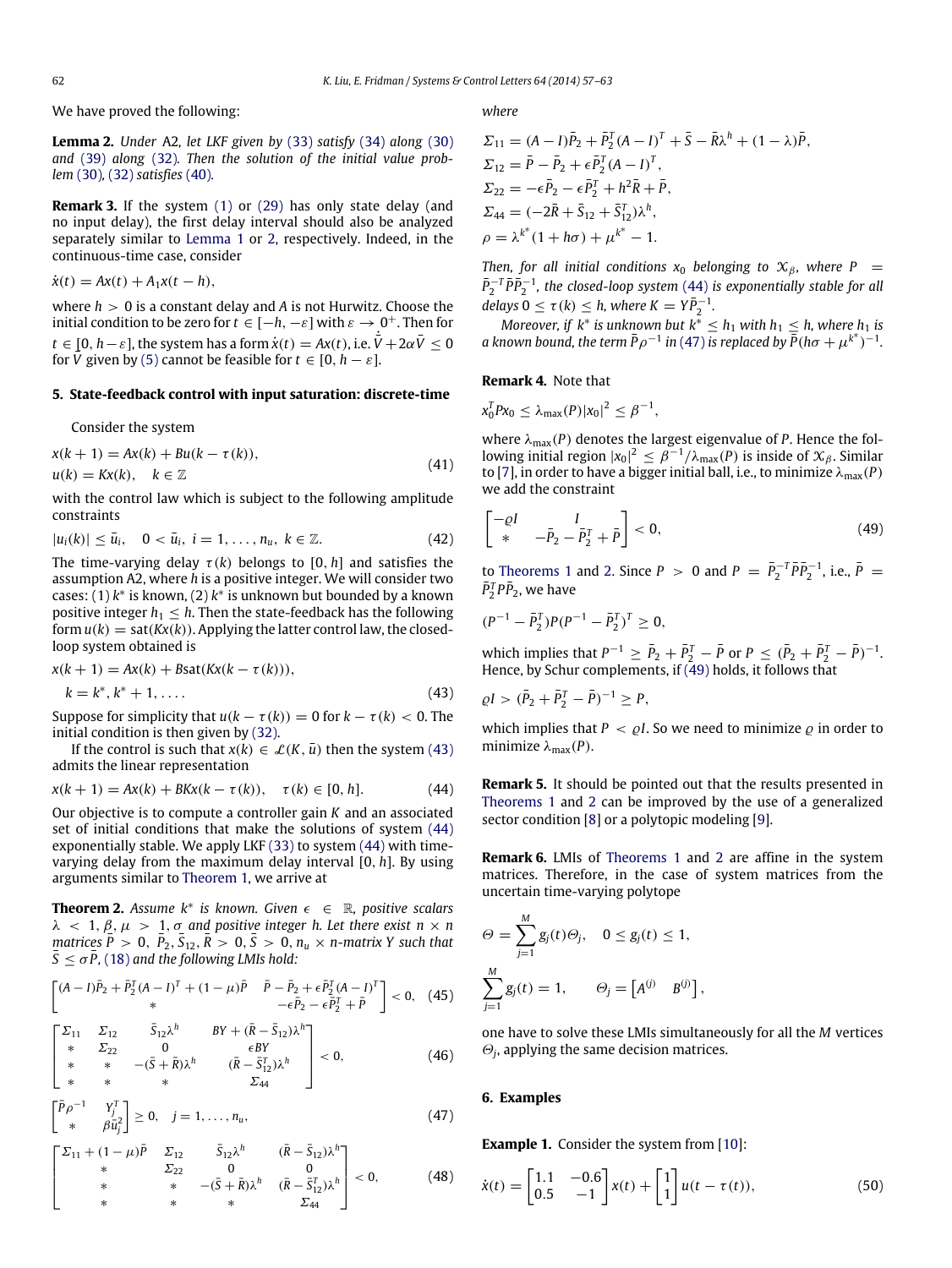We have proved the following:

**Lemma 2.** *Under* A2, *let LKF given by* (33) *satisfy* (34) *along* (30) *and* (39) *along* (32). *Then the solution of the initial value problem* (30), (32) *satisfies* (40).

**Remark 3.** If the system (1) or (29) has only state delay (and no input delay), the first delay interval should also be analyzed separately similar to Lemma 1 or 2, respectively. Indeed, in the continuous-time case, consider

$$\dot{x}(t) = Ax(t) + A_1 x(t-h),$$

where $h > 0$ is a constant delay and $A$ is not Hurwitz. Choose the initial condition to be zero for $t \in [-h, -\varepsilon]$ with $\varepsilon \to 0^+$. Then for $t \in [0, h-\varepsilon]$, the system has a form $\dot{x}(t) = Ax(t)$, i.e. $\dot{\bar{V}} + 2\alpha\bar{V} \le 0$ for $\bar{V}$ given by (5) cannot be feasible for $t \in [0, h-\varepsilon]$.

## 5. State-feedback control with input saturation: discrete-time

Consider the system

$$\begin{aligned} &x(k+1) = Ax(k) + Bu(k-\tau(k)), \\ &u(k) = Kx(k), \quad k \in \mathbb{Z} \end{aligned} \tag{41}$$

with the control law which is subject to the following amplitude constraints

$$|u_i(k)| \le \bar{u}_i, \quad 0 < \bar{u}_i, \ i = 1, \ldots, n_u, \ k \in \mathbb{Z}. \tag{42}$$

The time-varying delay $\tau(k)$ belongs to $[0, h]$ and satisfies the assumption A2, where $h$ is a positive integer. We will consider two cases: (1) $k^*$ is known, (2) $k^*$ is unknown but bounded by a known positive integer $h_1 \le h$. Then the state-feedback has the following form $u(k) = \mathrm{sat}(Kx(k))$. Applying the latter control law, the closed-loop system obtained is

$$\begin{aligned} &x(k+1) = Ax(k) + B\,\mathrm{sat}(Kx(k-\tau(k))), \\ &\quad k = k^*, k^*+1, \ldots. \end{aligned} \tag{43}$$

Suppose for simplicity that $u(k-\tau(k)) = 0$ for $k - \tau(k) < 0$. The initial condition is then given by (32).

If the control is such that $x(k) \in \mathcal{L}(K, \bar{u})$ then the system (43) admits the linear representation

$$x(k+1) = Ax(k) + BKx(k-\tau(k)), \quad \tau(k) \in [0, h]. \tag{44}$$

Our objective is to compute a controller gain $K$ and an associated set of initial conditions that make the solutions of system (44) exponentially stable. We apply LKF (33) to system (44) with time-varying delay from the maximum delay interval $[0, h]$. By using arguments similar to Theorem 1, we arrive at

**Theorem 2.** *Assume $k^*$ is known. Given $\epsilon \in \mathbb{R}$, positive scalars $\lambda < 1, \beta, \mu > 1, \sigma$ and positive integer $h$. Let there exist $n \times n$ matrices $\bar{P} > 0$, $\bar{P}_2, \bar{S}_{12}, \bar{R} > 0, \bar{S} > 0$, $n_u \times n$-matrix $Y$ such that $\bar{S} \le \sigma\bar{P}$,* (18) *and the following LMIs hold:*

$$\begin{bmatrix} (A-I)\bar{P}_2 + \bar{P}_2^T(A-I)^T + (1-\mu)\bar{P} & \bar{P} - \bar{P}_2 + \epsilon\bar{P}_2^T(A-I)^T \\ * & -\epsilon\bar{P}_2 - \epsilon\bar{P}_2^T + \bar{P} \end{bmatrix} < 0, \tag{45}$$

$$\begin{bmatrix} \Sigma_{11} & \Sigma_{12} & \bar{S}_{12}\lambda^h & BY + (\bar{R} - \bar{S}_{12})\lambda^h \\ * & \Sigma_{22} & 0 & \epsilon BY \\ * & * & -(\bar{S} + \bar{R})\lambda^h & (\bar{R} - \bar{S}_{12}^T)\lambda^h \\ * & * & * & \Sigma_{44} \end{bmatrix} < 0, \tag{46}$$

$$\begin{bmatrix} \bar{P}\rho^{-1} & Y_j^T \\ * & \beta\bar{u}_j^2 \end{bmatrix} \ge 0, \quad j = 1, \ldots, n_u, \tag{47}$$

$$\begin{bmatrix} \Sigma_{11} + (1-\mu)\bar{P} & \Sigma_{12} & \bar{S}_{12}\lambda^h & (\bar{R} - \bar{S}_{12})\lambda^h \\ * & \Sigma_{22} & 0 & 0 \\ * & * & -(\bar{S} + \bar{R})\lambda^h & (\bar{R} - \bar{S}_{12}^T)\lambda^h \\ * & * & * & \Sigma_{44} \end{bmatrix} < 0, \tag{48}$$

*where*

$$\begin{aligned} \Sigma_{11} &= (A-I)\bar{P}_2 + \bar{P}_2^T(A-I)^T + \bar{S} - \bar{R}\lambda^h + (1-\lambda)\bar{P}, \\ \Sigma_{12} &= \bar{P} - \bar{P}_2 + \epsilon\bar{P}_2^T(A-I)^T, \\ \Sigma_{22} &= -\epsilon\bar{P}_2 - \epsilon\bar{P}_2^T + h^2\bar{R} + \bar{P}, \\ \Sigma_{44} &= (-2\bar{R} + \bar{S}_{12} + \bar{S}_{12}^T)\lambda^h, \\ \rho &= \lambda^{k^*}(1 + h\sigma) + \mu^{k^*} - 1. \end{aligned}$$

*Then, for all initial conditions $x_0$ belonging to $\mathcal{X}_\beta$, where $P = \bar{P}_2^{-T}\bar{P}\bar{P}_2^{-1}$, the closed-loop system* (44) *is exponentially stable for all delays $0 \le \tau(k) \le h$, where $K = Y\bar{P}_2^{-1}$.*

*Moreover, if $k^*$ is unknown but $k^* \le h_1$ with $h_1 \le h$, where $h_1$ is a known bound, the term $\bar{P}\rho^{-1}$ in* (47) *is replaced by $\bar{P}(h\sigma + \mu^{k^*})^{-1}$.*

**Remark 4.** Note that

$$x_0^T P x_0 \le \lambda_{\max}(P)|x_0|^2 \le \beta^{-1},$$

where $\lambda_{\max}(P)$ denotes the largest eigenvalue of $P$. Hence the following initial region $|x_0|^2 \le \beta^{-1}/\lambda_{\max}(P)$ is inside of $\mathcal{X}_\beta$. Similar to [7], in order to have a bigger initial ball, i.e., to minimize $\lambda_{\max}(P)$ we add the constraint

$$\begin{bmatrix} -\varrho I & I \\ * & -\bar{P}_2 - \bar{P}_2^T + \bar{P} \end{bmatrix} < 0, \tag{49}$$

to Theorems 1 and 2. Since $P > 0$ and $P = \bar{P}_2^{-T}\bar{P}\bar{P}_2^{-1}$, i.e., $\bar{P} = \bar{P}_2^T P \bar{P}_2$, we have

$$(P^{-1} - \bar{P}_2^T)P(P^{-1} - \bar{P}_2^T)^T \ge 0,$$

which implies that $P^{-1} \ge \bar{P}_2 + \bar{P}_2^T - \bar{P}$ or $P \le (\bar{P}_2 + \bar{P}_2^T - \bar{P})^{-1}$. Hence, by Schur complements, if (49) holds, it follows that

$$\varrho I > (\bar{P}_2 + \bar{P}_2^T - \bar{P})^{-1} \ge P,$$

which implies that $P < \varrho I$. So we need to minimize $\varrho$ in order to minimize $\lambda_{\max}(P)$.

**Remark 5.** It should be pointed out that the results presented in Theorems 1 and 2 can be improved by the use of a generalized sector condition [8] or a polytopic modeling [9].

**Remark 6.** LMIs of Theorems 1 and 2 are affine in the system matrices. Therefore, in the case of system matrices from the uncertain time-varying polytope

$$\Theta = \sum_{j=1}^{M} g_j(t)\Theta_j, \quad 0 \le g_j(t) \le 1,$$

$$\sum_{j=1}^{M} g_j(t) = 1, \qquad \Theta_j = \begin{bmatrix} A^{(j)} & B^{(j)} \end{bmatrix},$$

one have to solve these LMIs simultaneously for all the $M$ vertices $\Theta_j$, applying the same decision matrices.

## 6. Examples

**Example 1.** Consider the system from [10]:

$$\dot{x}(t) = \begin{bmatrix} 1.1 & -0.6 \\ 0.5 & -1 \end{bmatrix} x(t) + \begin{bmatrix} 1 \\ 1 \end{bmatrix} u(t-\tau(t)), \tag{50}$$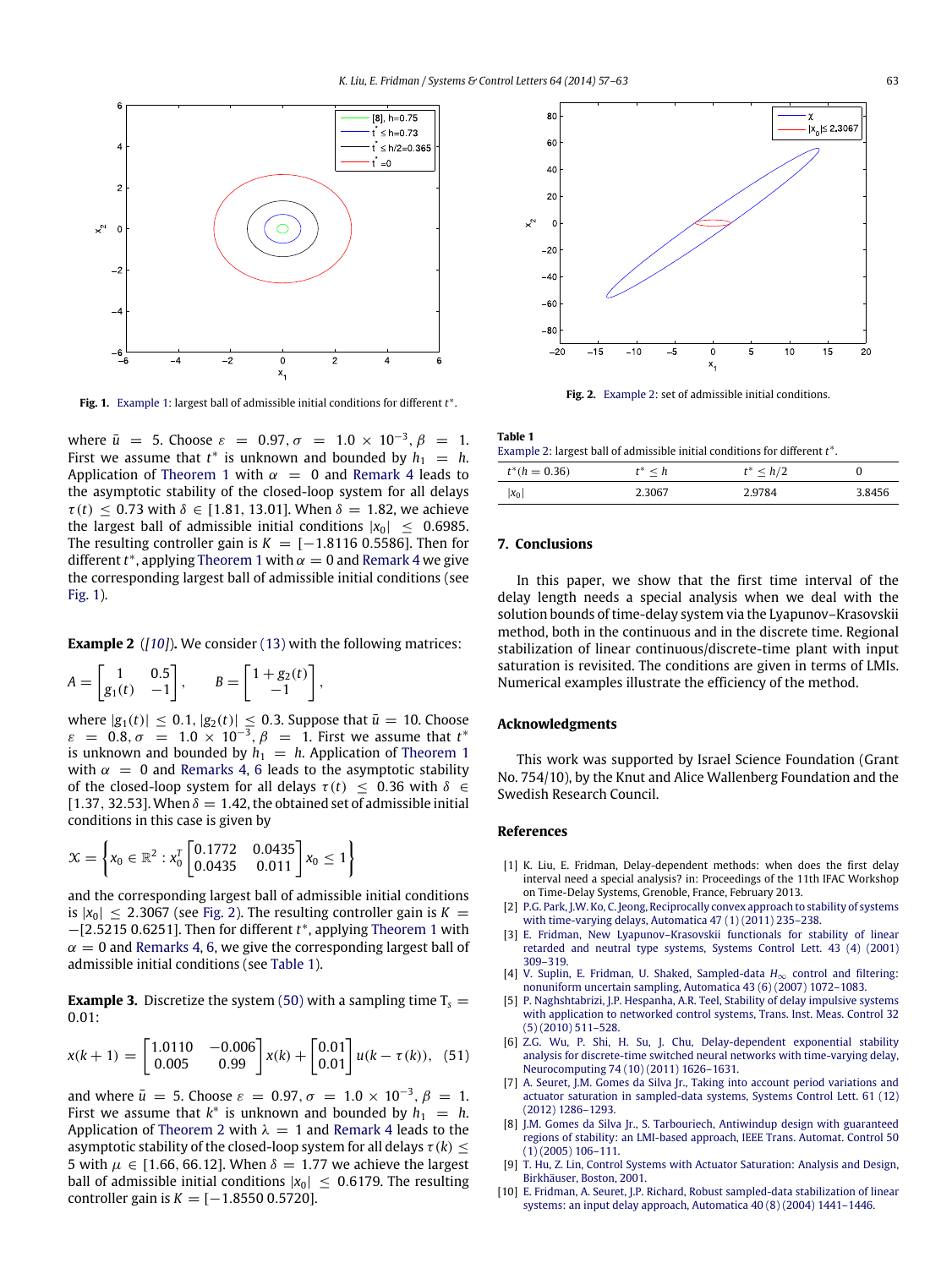[8], h=0.75
$t^* \le h=0.73$
$t^* \le h/2=0.365$
$t^* =0$

$x_2$

$x_1$

**Fig. 1.** Example 1: largest ball of admissible initial conditions for different $t^*$.

where $\bar{u} = 5$. Choose $\varepsilon = 0.97, \sigma = 1.0 \times 10^{-3}, \beta = 1$. First we assume that $t^*$ is unknown and bounded by $h_1 = h$. Application of Theorem 1 with $\alpha = 0$ and Remark 4 leads to the asymptotic stability of the closed-loop system for all delays $\tau(t) \le 0.73$ with $\delta \in [1.81, 13.01]$. When $\delta = 1.82$, we achieve the largest ball of admissible initial conditions $|x_0| \le 0.6985$. The resulting controller gain is $K = [-1.8116\ 0.5586]$. Then for different $t^*$, applying Theorem 1 with $\alpha = 0$ and Remark 4 we give the corresponding largest ball of admissible initial conditions (see Fig. 1).

**Example 2** ([10]). We consider (13) with the following matrices:

$$A = \begin{bmatrix} 1 & 0.5 \\ g_1(t) & -1 \end{bmatrix}, \qquad B = \begin{bmatrix} 1 + g_2(t) \\ -1 \end{bmatrix},$$

where $|g_1(t)| \le 0.1, |g_2(t)| \le 0.3$. Suppose that $\bar{u} = 10$. Choose $\varepsilon = 0.8, \sigma = 1.0 \times 10^{-3}, \beta = 1$. First we assume that $t^*$ is unknown and bounded by $h_1 = h$. Application of Theorem 1 with $\alpha = 0$ and Remarks 4, 6 leads to the asymptotic stability of the closed-loop system for all delays $\tau(t) \le 0.36$ with $\delta \in [1.37, 32.53]$. When $\delta = 1.42$, the obtained set of admissible initial conditions in this case is given by

$$\mathcal{X} = \left\{ x_0 \in \mathbb{R}^2 : x_0^T \begin{bmatrix} 0.1772 & 0.0435 \\ 0.0435 & 0.011 \end{bmatrix} x_0 \le 1 \right\}$$

and the corresponding largest ball of admissible initial conditions is $|x_0| \le 2.3067$ (see Fig. 2). The resulting controller gain is $K = -[2.5215\ 0.6251]$. Then for different $t^*$, applying Theorem 1 with $\alpha = 0$ and Remarks 4, 6, we give the corresponding largest ball of admissible initial conditions (see Table 1).

**Example 3.** Discretize the system (50) with a sampling time $T_s = 0.01$:

$$x(k+1) = \begin{bmatrix} 1.0110 & -0.006 \\ 0.005 & 0.99 \end{bmatrix} x(k) + \begin{bmatrix} 0.01 \\ 0.01 \end{bmatrix} u(k - \tau(k)), \quad (51)$$

and where $\bar{u} = 5$. Choose $\varepsilon = 0.97, \sigma = 1.0 \times 10^{-3}, \beta = 1$. First we assume that $k^*$ is unknown and bounded by $h_1 = h$. Application of Theorem 2 with $\lambda = 1$ and Remark 4 leads to the asymptotic stability of the closed-loop system for all delays $\tau(k) \le 5$ with $\mu \in [1.66, 66.12]$. When $\delta = 1.77$ we achieve the largest ball of admissible initial conditions $|x_0| \le 0.6179$. The resulting controller gain is $K = [-1.8550\ 0.5720]$.

$\mathcal{X}$
$|x_0| \le 2.3067$

$x_2$

$x_1$

**Fig. 2.** Example 2: set of admissible initial conditions.

**Table 1**
Example 2: largest ball of admissible initial conditions for different $t^*$.

| $t^*(h = 0.36)$ | $t^* \le h$ | $t^* \le h/2$ | 0 |
|---|---|---|---|
| $\lvert x_0 \rvert$ | 2.3067 | 2.9784 | 3.8456 |

## 7. Conclusions

In this paper, we show that the first time interval of the delay length needs a special analysis when we deal with the solution bounds of time-delay system via the Lyapunov–Krasovskii method, both in the continuous and in the discrete time. Regional stabilization of linear continuous/discrete-time plant with input saturation is revisited. The conditions are given in terms of LMIs. Numerical examples illustrate the efficiency of the method.

## Acknowledgments

This work was supported by Israel Science Foundation (Grant No. 754/10), by the Knut and Alice Wallenberg Foundation and the Swedish Research Council.

## References

[1] K. Liu, E. Fridman, Delay-dependent methods: when does the first delay interval need a special analysis? in: Proceedings of the 11th IFAC Workshop on Time-Delay Systems, Grenoble, France, February 2013.

[2] P.G. Park, J.W. Ko, C. Jeong, Reciprocally convex approach to stability of systems with time-varying delays, Automatica 47 (1) (2011) 235–238.

[3] E. Fridman, New Lyapunov–Krasovskii functionals for stability of linear retarded and neutral type systems, Systems Control Lett. 43 (4) (2001) 309–319.

[4] V. Suplin, E. Fridman, U. Shaked, Sampled-data $H_\infty$ control and filtering: nonuniform uncertain sampling, Automatica 43 (6) (2007) 1072–1083.

[5] P. Naghshtabrizi, J.P. Hespanha, A.R. Teel, Stability of delay impulsive systems with application to networked control systems, Trans. Inst. Meas. Control 32 (5) (2010) 511–528.

[6] Z.G. Wu, P. Shi, H. Su, J. Chu, Delay-dependent exponential stability analysis for discrete-time switched neural networks with time-varying delay, Neurocomputing 74 (10) (2011) 1626–1631.

[7] A. Seuret, J.M. Gomes da Silva Jr., Taking into account period variations and actuator saturation in sampled-data systems, Systems Control Lett. 61 (12) (2012) 1286–1293.

[8] J.M. Gomes da Silva Jr., S. Tarbouriech, Antiwindup design with guaranteed regions of stability: an LMI-based approach, IEEE Trans. Automat. Control 50 (1) (2005) 106–111.

[9] T. Hu, Z. Lin, Control Systems with Actuator Saturation: Analysis and Design, Birkhäuser, Boston, 2001.

[10] E. Fridman, A. Seuret, J.P. Richard, Robust sampled-data stabilization of linear systems: an input delay approach, Automatica 40 (8) (2004) 1441–1446.